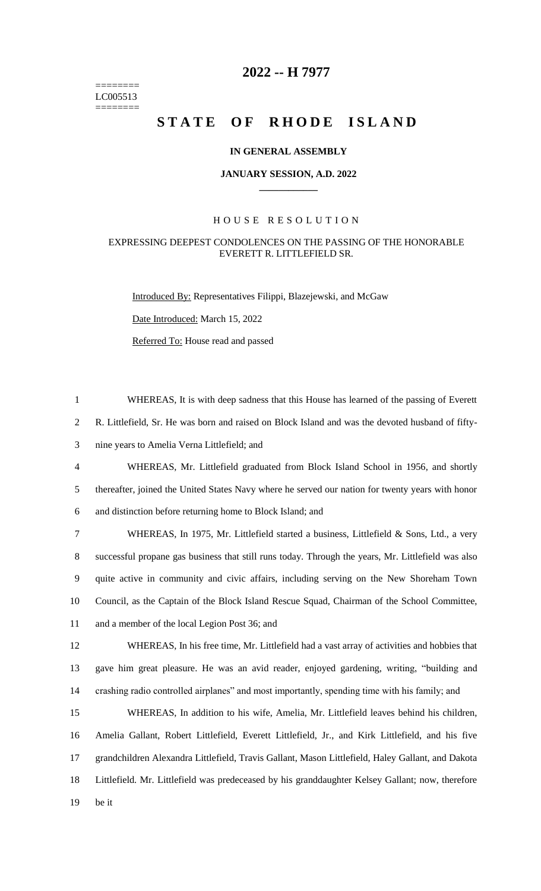# 2022 -- H 7977

========
LC005513
========

# STATE OF RHODE ISLAND

**IN GENERAL ASSEMBLY**

**JANUARY SESSION, A.D. 2022**

---

HOUSE RESOLUTION

EXPRESSING DEEPEST CONDOLENCES ON THE PASSING OF THE HONORABLE EVERETT R. LITTLEFIELD SR.

Introduced By: Representatives Filippi, Blazejewski, and McGaw

Date Introduced: March 15, 2022

Referred To: House read and passed

1 WHEREAS, It is with deep sadness that this House has learned of the passing of Everett
2 R. Littlefield, Sr. He was born and raised on Block Island and was the devoted husband of fifty-
3 nine years to Amelia Verna Littlefield; and

4 WHEREAS, Mr. Littlefield graduated from Block Island School in 1956, and shortly
5 thereafter, joined the United States Navy where he served our nation for twenty years with honor
6 and distinction before returning home to Block Island; and

7 WHEREAS, In 1975, Mr. Littlefield started a business, Littlefield & Sons, Ltd., a very
8 successful propane gas business that still runs today. Through the years, Mr. Littlefield was also
9 quite active in community and civic affairs, including serving on the New Shoreham Town
10 Council, as the Captain of the Block Island Rescue Squad, Chairman of the School Committee,
11 and a member of the local Legion Post 36; and

12 WHEREAS, In his free time, Mr. Littlefield had a vast array of activities and hobbies that
13 gave him great pleasure. He was an avid reader, enjoyed gardening, writing, "building and
14 crashing radio controlled airplanes" and most importantly, spending time with his family; and

15 WHEREAS, In addition to his wife, Amelia, Mr. Littlefield leaves behind his children,
16 Amelia Gallant, Robert Littlefield, Everett Littlefield, Jr., and Kirk Littlefield, and his five
17 grandchildren Alexandra Littlefield, Travis Gallant, Mason Littlefield, Haley Gallant, and Dakota
18 Littlefield. Mr. Littlefield was predeceased by his granddaughter Kelsey Gallant; now, therefore
19 be it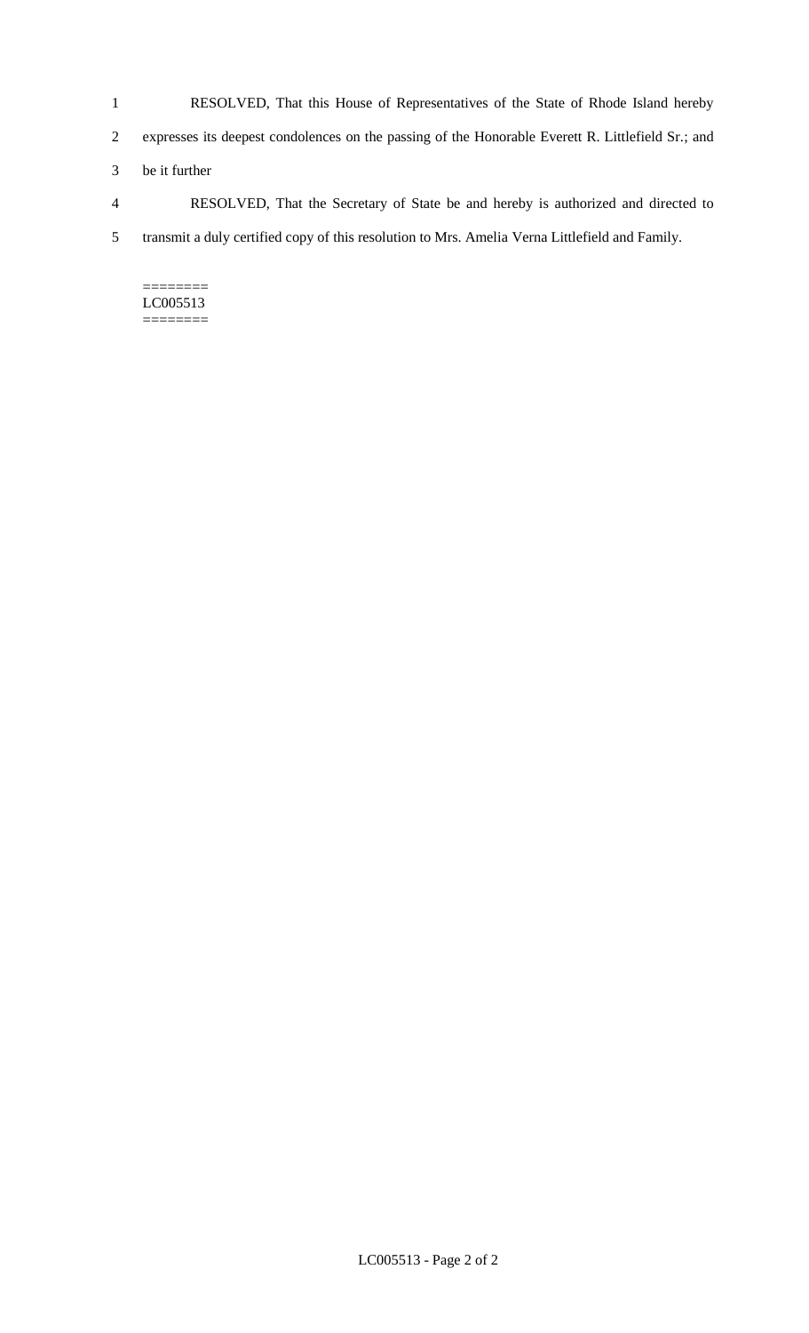RESOLVED, That this House of Representatives of the State of Rhode Island hereby expresses its deepest condolences on the passing of the Honorable Everett R. Littlefield Sr.; and be it further

RESOLVED, That the Secretary of State be and hereby is authorized and directed to transmit a duly certified copy of this resolution to Mrs. Amelia Verna Littlefield and Family.

========
LC005513
========